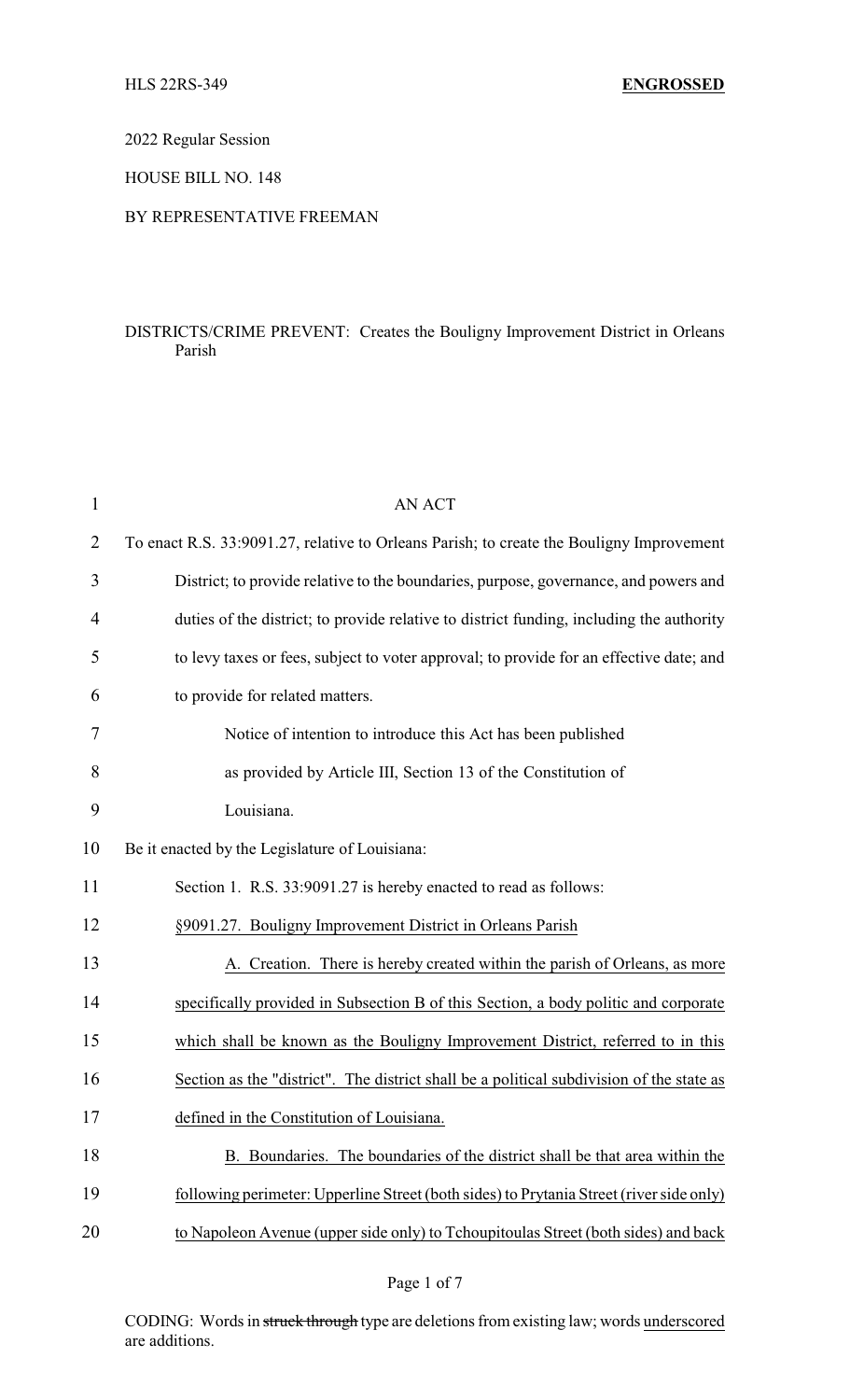HLS 22RS-349 **ENGROSSED**

2022 Regular Session

HOUSE BILL NO. 148

BY REPRESENTATIVE FREEMAN

DISTRICTS/CRIME PREVENT: Creates the Bouligny Improvement District in Orleans Parish

AN ACT

To enact R.S. 33:9091.27, relative to Orleans Parish; to create the Bouligny Improvement District; to provide relative to the boundaries, purpose, governance, and powers and duties of the district; to provide relative to district funding, including the authority to levy taxes or fees, subject to voter approval; to provide for an effective date; and to provide for related matters.

Notice of intention to introduce this Act has been published as provided by Article III, Section 13 of the Constitution of Louisiana.

Be it enacted by the Legislature of Louisiana:

Section 1. R.S. 33:9091.27 is hereby enacted to read as follows:

§9091.27. Bouligny Improvement District in Orleans Parish

A. Creation. There is hereby created within the parish of Orleans, as more specifically provided in Subsection B of this Section, a body politic and corporate which shall be known as the Bouligny Improvement District, referred to in this Section as the "district". The district shall be a political subdivision of the state as defined in the Constitution of Louisiana.

B. Boundaries. The boundaries of the district shall be that area within the following perimeter: Upperline Street (both sides) to Prytania Street (river side only) to Napoleon Avenue (upper side only) to Tchoupitoulas Street (both sides) and back

CODING: Words in ~~struck through~~ type are deletions from existing law; words underscored are additions.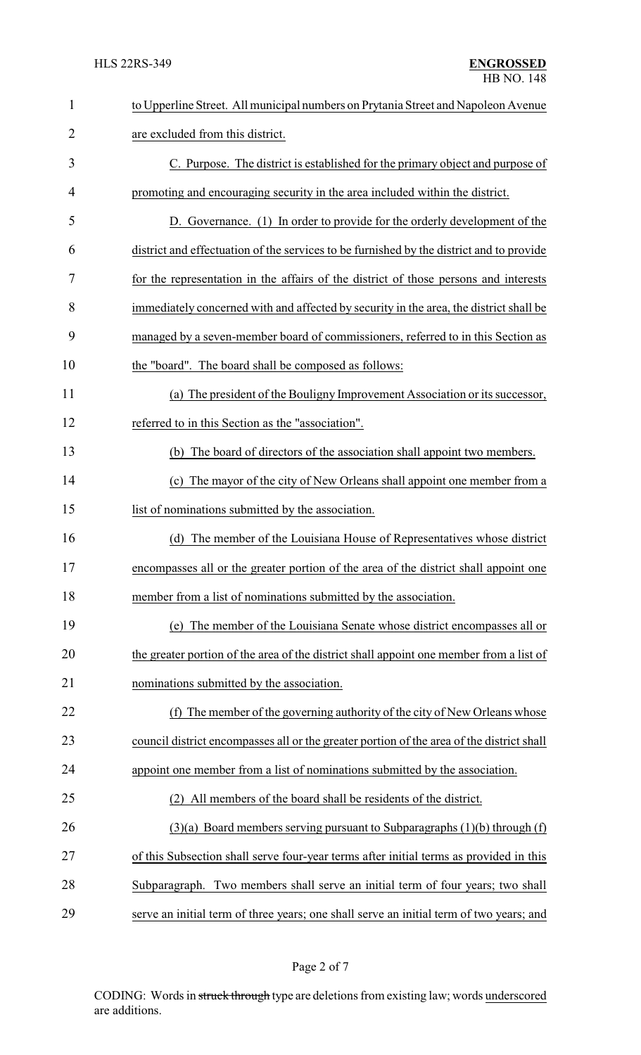to Upperline Street. All municipal numbers on Prytania Street and Napoleon Avenue are excluded from this district.

C. Purpose. The district is established for the primary object and purpose of promoting and encouraging security in the area included within the district.

D. Governance. (1) In order to provide for the orderly development of the district and effectuation of the services to be furnished by the district and to provide for the representation in the affairs of the district of those persons and interests immediately concerned with and affected by security in the area, the district shall be managed by a seven-member board of commissioners, referred to in this Section as the "board". The board shall be composed as follows:

(a) The president of the Bouligny Improvement Association or its successor, referred to in this Section as the "association".

(b) The board of directors of the association shall appoint two members.

(c) The mayor of the city of New Orleans shall appoint one member from a list of nominations submitted by the association.

(d) The member of the Louisiana House of Representatives whose district encompasses all or the greater portion of the area of the district shall appoint one member from a list of nominations submitted by the association.

(e) The member of the Louisiana Senate whose district encompasses all or the greater portion of the area of the district shall appoint one member from a list of nominations submitted by the association.

(f) The member of the governing authority of the city of New Orleans whose council district encompasses all or the greater portion of the area of the district shall appoint one member from a list of nominations submitted by the association.

(2) All members of the board shall be residents of the district.

(3)(a) Board members serving pursuant to Subparagraphs (1)(b) through (f) of this Subsection shall serve four-year terms after initial terms as provided in this Subparagraph. Two members shall serve an initial term of four years; two shall serve an initial term of three years; one shall serve an initial term of two years; and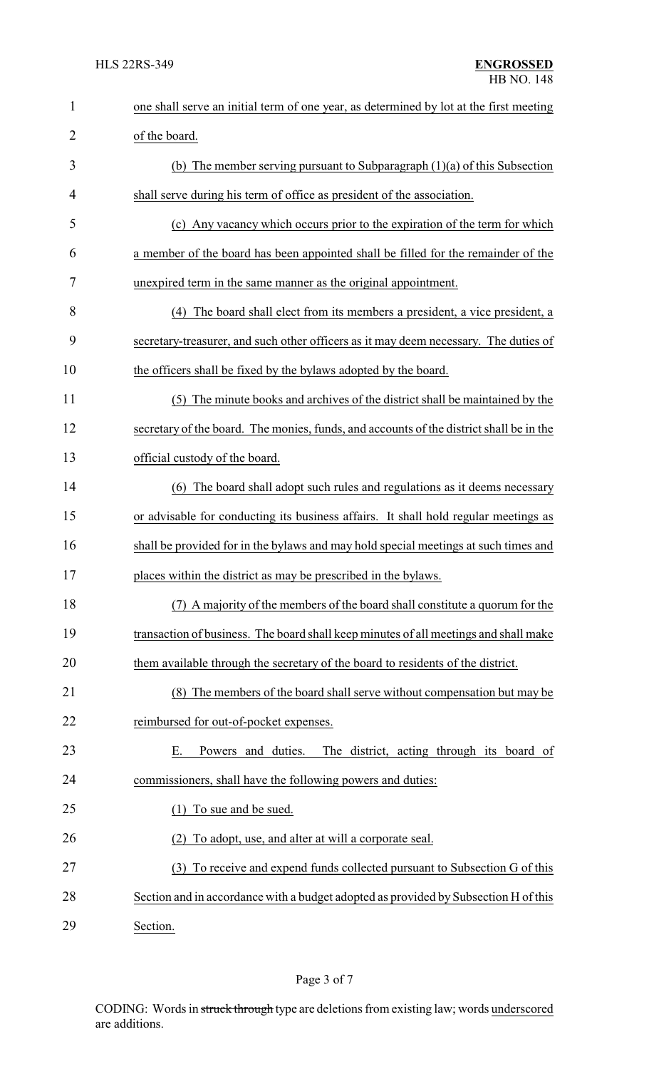one shall serve an initial term of one year, as determined by lot at the first meeting of the board.

(b) The member serving pursuant to Subparagraph (1)(a) of this Subsection shall serve during his term of office as president of the association.

(c) Any vacancy which occurs prior to the expiration of the term for which a member of the board has been appointed shall be filled for the remainder of the unexpired term in the same manner as the original appointment.

(4) The board shall elect from its members a president, a vice president, a secretary-treasurer, and such other officers as it may deem necessary. The duties of the officers shall be fixed by the bylaws adopted by the board.

(5) The minute books and archives of the district shall be maintained by the secretary of the board. The monies, funds, and accounts of the district shall be in the official custody of the board.

(6) The board shall adopt such rules and regulations as it deems necessary or advisable for conducting its business affairs. It shall hold regular meetings as shall be provided for in the bylaws and may hold special meetings at such times and places within the district as may be prescribed in the bylaws.

(7) A majority of the members of the board shall constitute a quorum for the transaction of business. The board shall keep minutes of all meetings and shall make them available through the secretary of the board to residents of the district.

(8) The members of the board shall serve without compensation but may be reimbursed for out-of-pocket expenses.

E. Powers and duties. The district, acting through its board of commissioners, shall have the following powers and duties:

(1) To sue and be sued.

(2) To adopt, use, and alter at will a corporate seal.

(3) To receive and expend funds collected pursuant to Subsection G of this Section and in accordance with a budget adopted as provided by Subsection H of this Section.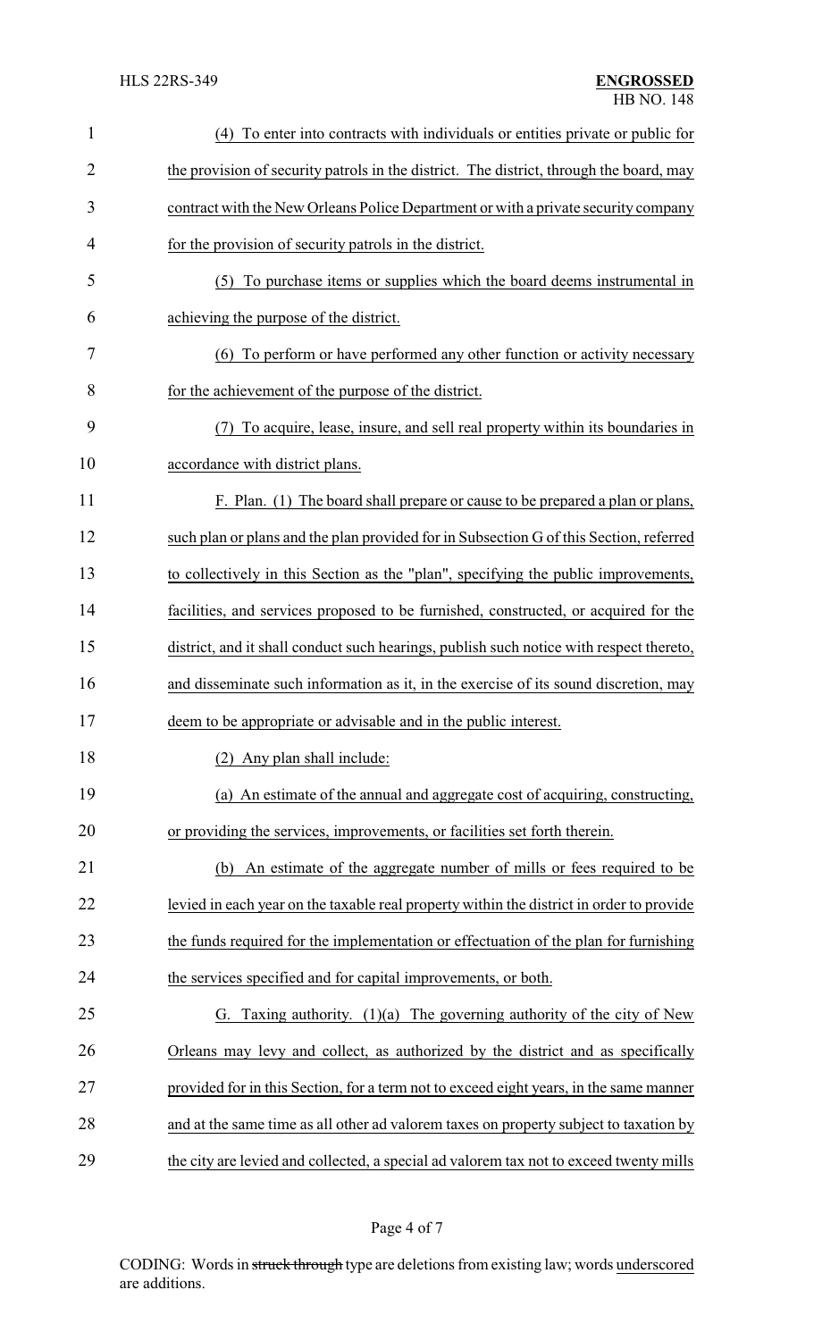(4) To enter into contracts with individuals or entities private or public for the provision of security patrols in the district. The district, through the board, may contract with the New Orleans Police Department or with a private security company for the provision of security patrols in the district.

(5) To purchase items or supplies which the board deems instrumental in achieving the purpose of the district.

(6) To perform or have performed any other function or activity necessary for the achievement of the purpose of the district.

(7) To acquire, lease, insure, and sell real property within its boundaries in accordance with district plans.

F. Plan. (1) The board shall prepare or cause to be prepared a plan or plans, such plan or plans and the plan provided for in Subsection G of this Section, referred to collectively in this Section as the "plan", specifying the public improvements, facilities, and services proposed to be furnished, constructed, or acquired for the district, and it shall conduct such hearings, publish such notice with respect thereto, and disseminate such information as it, in the exercise of its sound discretion, may deem to be appropriate or advisable and in the public interest.

(2) Any plan shall include:

(a) An estimate of the annual and aggregate cost of acquiring, constructing, or providing the services, improvements, or facilities set forth therein.

(b) An estimate of the aggregate number of mills or fees required to be levied in each year on the taxable real property within the district in order to provide the funds required for the implementation or effectuation of the plan for furnishing the services specified and for capital improvements, or both.

G. Taxing authority. (1)(a) The governing authority of the city of New Orleans may levy and collect, as authorized by the district and as specifically provided for in this Section, for a term not to exceed eight years, in the same manner and at the same time as all other ad valorem taxes on property subject to taxation by the city are levied and collected, a special ad valorem tax not to exceed twenty mills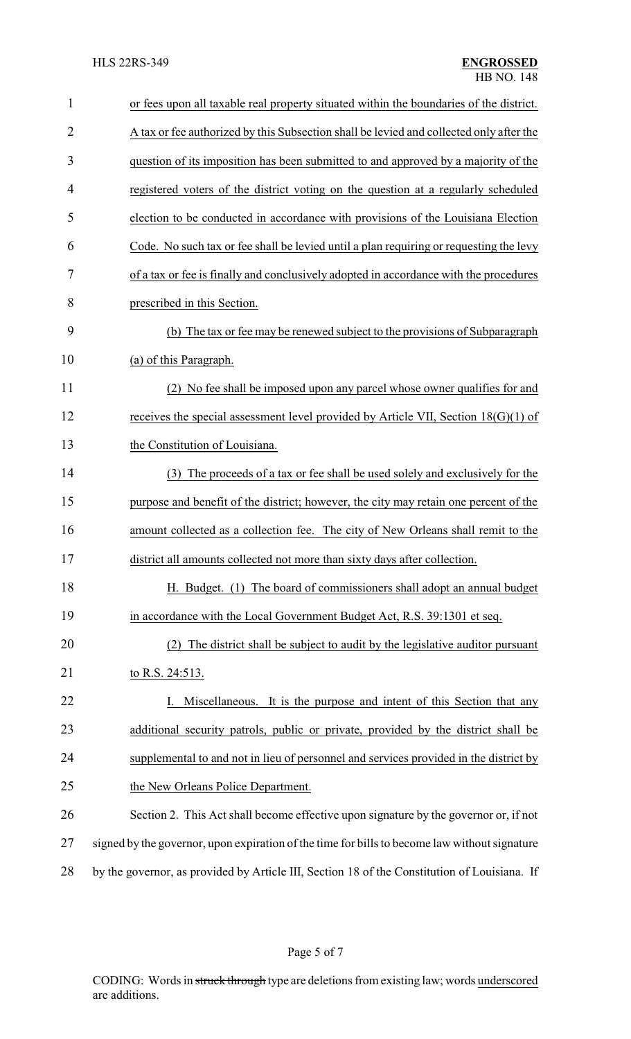or fees upon all taxable real property situated within the boundaries of the district. A tax or fee authorized by this Subsection shall be levied and collected only after the question of its imposition has been submitted to and approved by a majority of the registered voters of the district voting on the question at a regularly scheduled election to be conducted in accordance with provisions of the Louisiana Election Code. No such tax or fee shall be levied until a plan requiring or requesting the levy of a tax or fee is finally and conclusively adopted in accordance with the procedures prescribed in this Section.

(b) The tax or fee may be renewed subject to the provisions of Subparagraph (a) of this Paragraph.

(2) No fee shall be imposed upon any parcel whose owner qualifies for and receives the special assessment level provided by Article VII, Section 18(G)(1) of the Constitution of Louisiana.

(3) The proceeds of a tax or fee shall be used solely and exclusively for the purpose and benefit of the district; however, the city may retain one percent of the amount collected as a collection fee. The city of New Orleans shall remit to the district all amounts collected not more than sixty days after collection.

H. Budget. (1) The board of commissioners shall adopt an annual budget in accordance with the Local Government Budget Act, R.S. 39:1301 et seq.

(2) The district shall be subject to audit by the legislative auditor pursuant to R.S. 24:513.

I. Miscellaneous. It is the purpose and intent of this Section that any additional security patrols, public or private, provided by the district shall be supplemental to and not in lieu of personnel and services provided in the district by the New Orleans Police Department.

Section 2. This Act shall become effective upon signature by the governor or, if not signed by the governor, upon expiration of the time for bills to become law without signature by the governor, as provided by Article III, Section 18 of the Constitution of Louisiana. If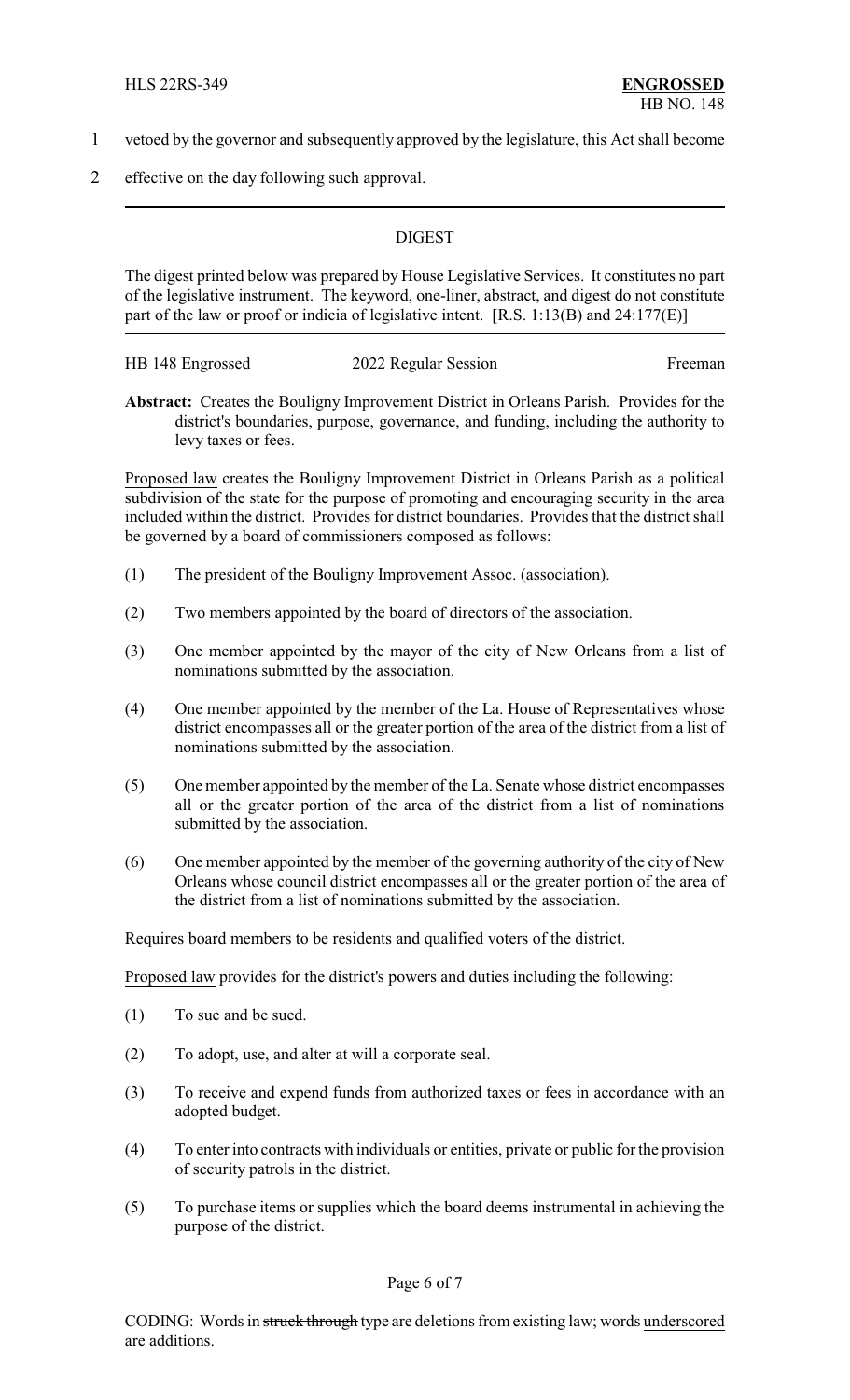vetoed by the governor and subsequently approved by the legislature, this Act shall become effective on the day following such approval.

---

## DIGEST

The digest printed below was prepared by House Legislative Services. It constitutes no part of the legislative instrument. The keyword, one-liner, abstract, and digest do not constitute part of the law or proof or indicia of legislative intent. [R.S. 1:13(B) and 24:177(E)]

HB 148 Engrossed — 2022 Regular Session — Freeman

**Abstract:** Creates the Bouligny Improvement District in Orleans Parish. Provides for the district's boundaries, purpose, governance, and funding, including the authority to levy taxes or fees.

Proposed law creates the Bouligny Improvement District in Orleans Parish as a political subdivision of the state for the purpose of promoting and encouraging security in the area included within the district. Provides for district boundaries. Provides that the district shall be governed by a board of commissioners composed as follows:

(1) The president of the Bouligny Improvement Assoc. (association).

(2) Two members appointed by the board of directors of the association.

(3) One member appointed by the mayor of the city of New Orleans from a list of nominations submitted by the association.

(4) One member appointed by the member of the La. House of Representatives whose district encompasses all or the greater portion of the area of the district from a list of nominations submitted by the association.

(5) One member appointed by the member of the La. Senate whose district encompasses all or the greater portion of the area of the district from a list of nominations submitted by the association.

(6) One member appointed by the member of the governing authority of the city of New Orleans whose council district encompasses all or the greater portion of the area of the district from a list of nominations submitted by the association.

Requires board members to be residents and qualified voters of the district.

Proposed law provides for the district's powers and duties including the following:

(1) To sue and be sued.

(2) To adopt, use, and alter at will a corporate seal.

(3) To receive and expend funds from authorized taxes or fees in accordance with an adopted budget.

(4) To enter into contracts with individuals or entities, private or public for the provision of security patrols in the district.

(5) To purchase items or supplies which the board deems instrumental in achieving the purpose of the district.

CODING: Words in ~~struck through~~ type are deletions from existing law; words underscored are additions.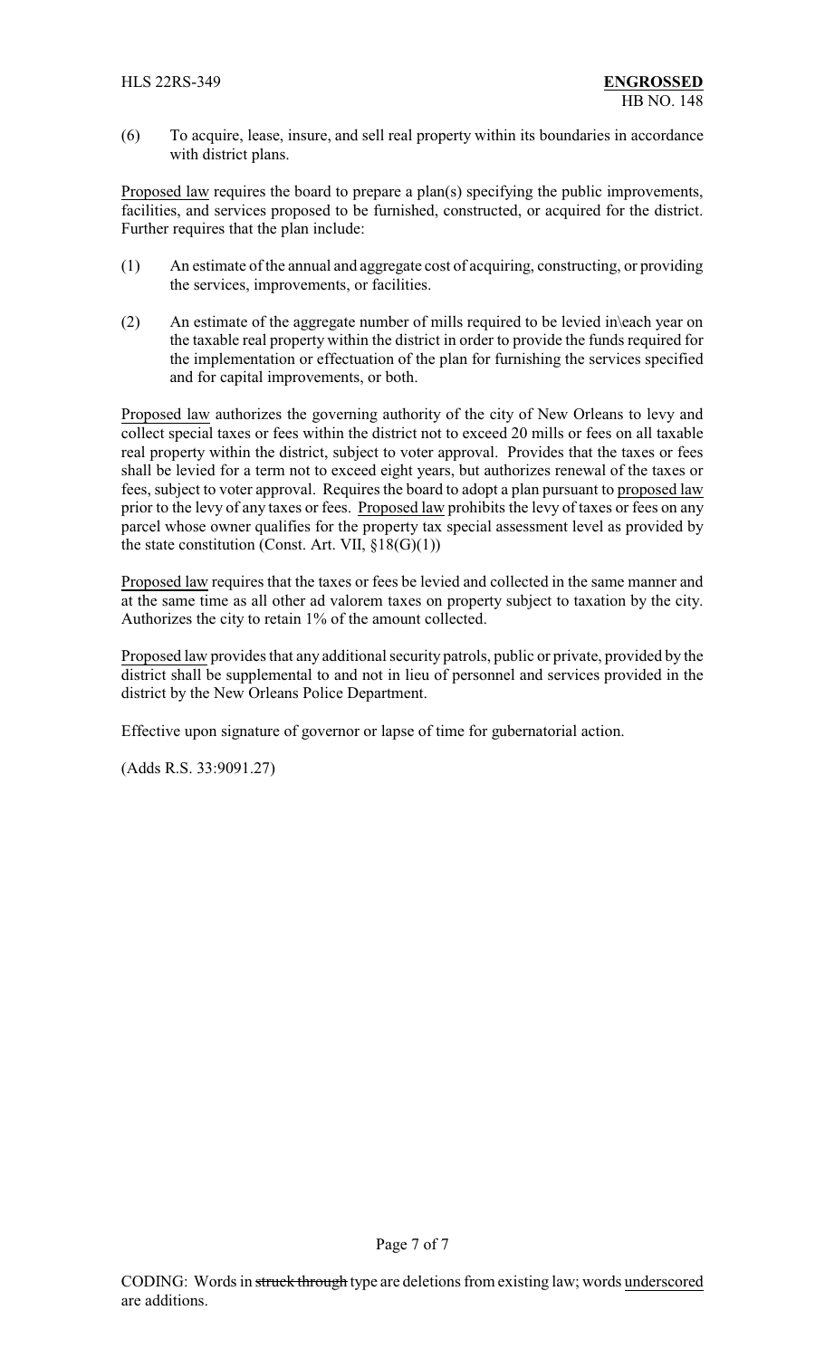(6) To acquire, lease, insure, and sell real property within its boundaries in accordance with district plans.

Proposed law requires the board to prepare a plan(s) specifying the public improvements, facilities, and services proposed to be furnished, constructed, or acquired for the district. Further requires that the plan include:

(1) An estimate of the annual and aggregate cost of acquiring, constructing, or providing the services, improvements, or facilities.

(2) An estimate of the aggregate number of mills required to be levied in\each year on the taxable real property within the district in order to provide the funds required for the implementation or effectuation of the plan for furnishing the services specified and for capital improvements, or both.

Proposed law authorizes the governing authority of the city of New Orleans to levy and collect special taxes or fees within the district not to exceed 20 mills or fees on all taxable real property within the district, subject to voter approval. Provides that the taxes or fees shall be levied for a term not to exceed eight years, but authorizes renewal of the taxes or fees, subject to voter approval. Requires the board to adopt a plan pursuant to proposed law prior to the levy of any taxes or fees. Proposed law prohibits the levy of taxes or fees on any parcel whose owner qualifies for the property tax special assessment level as provided by the state constitution (Const. Art. VII, §18(G)(1))

Proposed law requires that the taxes or fees be levied and collected in the same manner and at the same time as all other ad valorem taxes on property subject to taxation by the city. Authorizes the city to retain 1% of the amount collected.

Proposed law provides that any additional security patrols, public or private, provided by the district shall be supplemental to and not in lieu of personnel and services provided in the district by the New Orleans Police Department.

Effective upon signature of governor or lapse of time for gubernatorial action.

(Adds R.S. 33:9091.27)